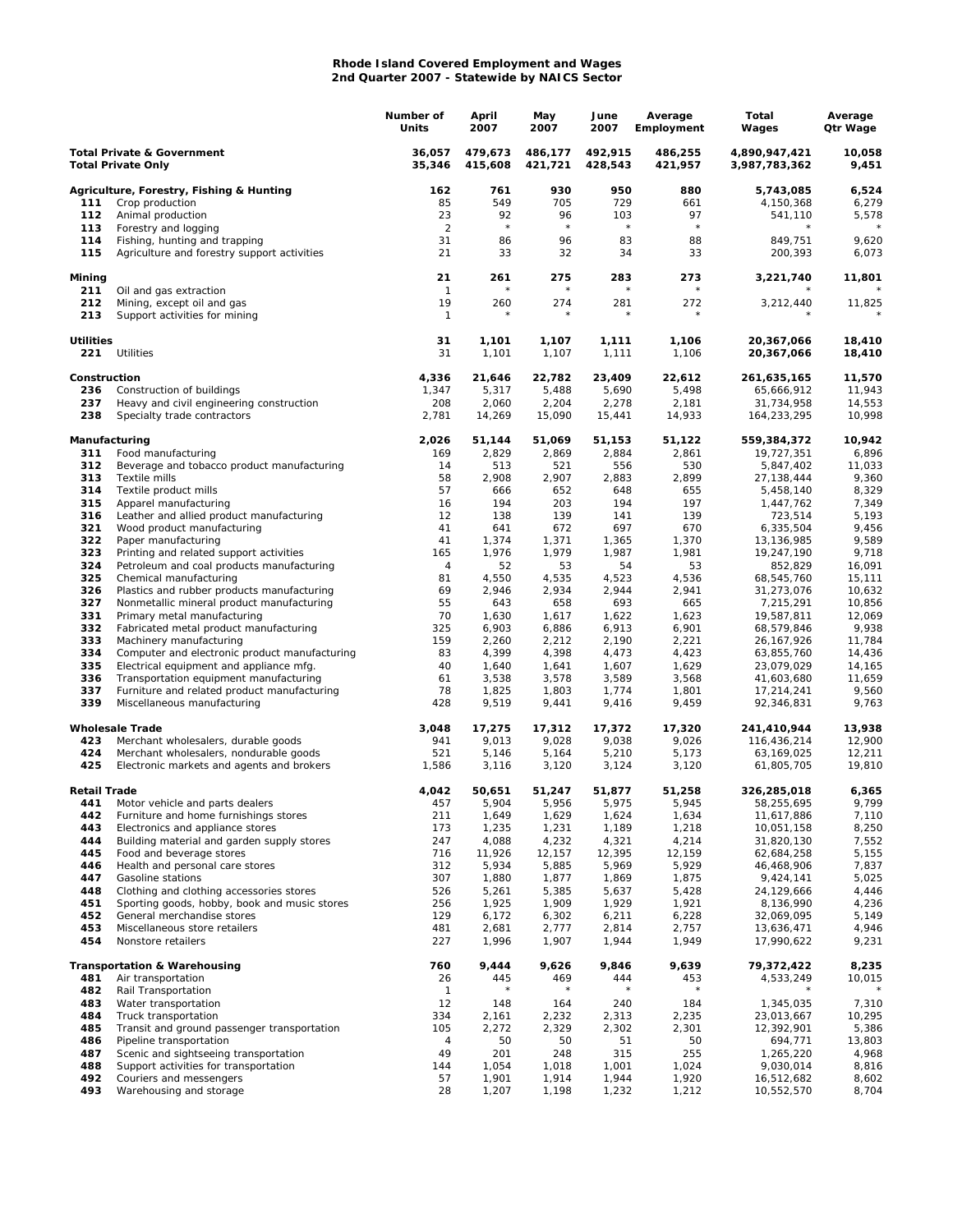**Rhode Island Covered Employment and Wages**
**2nd Quarter 2007 - Statewide by NAICS Sector**

| | | Number of Units | April 2007 | May 2007 | June 2007 | Average Employment | Total Wages | Average Qtr Wage |
|---|---|---|---|---|---|---|---|---|
| **Total Private & Government** | | **36,057** | **479,673** | **486,177** | **492,915** | **486,255** | **4,890,947,421** | **10,058** |
| **Total Private Only** | | **35,346** | **415,608** | **421,721** | **428,543** | **421,957** | **3,987,783,362** | **9,451** |
| **Agriculture, Forestry, Fishing & Hunting** | | **162** | **761** | **930** | **950** | **880** | **5,743,085** | **6,524** |
| 111 | Crop production | 85 | 549 | 705 | 729 | 661 | 4,150,368 | 6,279 |
| 112 | Animal production | 23 | 92 | 96 | 103 | 97 | 541,110 | 5,578 |
| 113 | Forestry and logging | 2 | * | * | * | * | * | * |
| 114 | Fishing, hunting and trapping | 31 | 86 | 96 | 83 | 88 | 849,751 | 9,620 |
| 115 | Agriculture and forestry support activities | 21 | 33 | 32 | 34 | 33 | 200,393 | 6,073 |
| **Mining** | | **21** | **261** | **275** | **283** | **273** | **3,221,740** | **11,801** |
| 211 | Oil and gas extraction | 1 | * | * | * | * | * | * |
| 212 | Mining, except oil and gas | 19 | 260 | 274 | 281 | 272 | 3,212,440 | 11,825 |
| 213 | Support activities for mining | 1 | * | * | * | * | * | * |
| **Utilities** | | **31** | **1,101** | **1,107** | **1,111** | **1,106** | **20,367,066** | **18,410** |
| 221 | Utilities | 31 | 1,101 | 1,107 | 1,111 | 1,106 | 20,367,066 | 18,410 |
| **Construction** | | **4,336** | **21,646** | **22,782** | **23,409** | **22,612** | **261,635,165** | **11,570** |
| 236 | Construction of buildings | 1,347 | 5,317 | 5,488 | 5,690 | 5,498 | 65,666,912 | 11,943 |
| 237 | Heavy and civil engineering construction | 208 | 2,060 | 2,204 | 2,278 | 2,181 | 31,734,958 | 14,553 |
| 238 | Specialty trade contractors | 2,781 | 14,269 | 15,090 | 15,441 | 14,933 | 164,233,295 | 10,998 |
| **Manufacturing** | | **2,026** | **51,144** | **51,069** | **51,153** | **51,122** | **559,384,372** | **10,942** |
| 311 | Food manufacturing | 169 | 2,829 | 2,869 | 2,884 | 2,861 | 19,727,351 | 6,896 |
| 312 | Beverage and tobacco product manufacturing | 14 | 513 | 521 | 556 | 530 | 5,847,402 | 11,033 |
| 313 | Textile mills | 58 | 2,908 | 2,907 | 2,883 | 2,899 | 27,138,444 | 9,360 |
| 314 | Textile product mills | 57 | 666 | 652 | 648 | 655 | 5,458,140 | 8,329 |
| 315 | Apparel manufacturing | 16 | 194 | 203 | 194 | 197 | 1,447,762 | 7,349 |
| 316 | Leather and allied product manufacturing | 12 | 138 | 139 | 141 | 139 | 723,514 | 5,193 |
| 321 | Wood product manufacturing | 41 | 641 | 672 | 697 | 670 | 6,335,504 | 9,456 |
| 322 | Paper manufacturing | 41 | 1,374 | 1,371 | 1,365 | 1,370 | 13,136,985 | 9,589 |
| 323 | Printing and related support activities | 165 | 1,976 | 1,979 | 1,987 | 1,981 | 19,247,190 | 9,718 |
| 324 | Petroleum and coal products manufacturing | 4 | 52 | 53 | 54 | 53 | 852,829 | 16,091 |
| 325 | Chemical manufacturing | 81 | 4,550 | 4,535 | 4,523 | 4,536 | 68,545,760 | 15,111 |
| 326 | Plastics and rubber products manufacturing | 69 | 2,946 | 2,934 | 2,944 | 2,941 | 31,273,076 | 10,632 |
| 327 | Nonmetallic mineral product manufacturing | 55 | 643 | 658 | 693 | 665 | 7,215,291 | 10,856 |
| 331 | Primary metal manufacturing | 70 | 1,630 | 1,617 | 1,622 | 1,623 | 19,587,811 | 12,069 |
| 332 | Fabricated metal product manufacturing | 325 | 6,903 | 6,886 | 6,913 | 6,901 | 68,579,846 | 9,938 |
| 333 | Machinery manufacturing | 159 | 2,260 | 2,212 | 2,190 | 2,221 | 26,167,926 | 11,784 |
| 334 | Computer and electronic product manufacturing | 83 | 4,399 | 4,398 | 4,473 | 4,423 | 63,855,760 | 14,436 |
| 335 | Electrical equipment and appliance mfg. | 40 | 1,640 | 1,641 | 1,607 | 1,629 | 23,079,029 | 14,165 |
| 336 | Transportation equipment manufacturing | 61 | 3,538 | 3,578 | 3,589 | 3,568 | 41,603,680 | 11,659 |
| 337 | Furniture and related product manufacturing | 78 | 1,825 | 1,803 | 1,774 | 1,801 | 17,214,241 | 9,560 |
| 339 | Miscellaneous manufacturing | 428 | 9,519 | 9,441 | 9,416 | 9,459 | 92,346,831 | 9,763 |
| **Wholesale Trade** | | **3,048** | **17,275** | **17,312** | **17,372** | **17,320** | **241,410,944** | **13,938** |
| 423 | Merchant wholesalers, durable goods | 941 | 9,013 | 9,028 | 9,038 | 9,026 | 116,436,214 | 12,900 |
| 424 | Merchant wholesalers, nondurable goods | 521 | 5,146 | 5,164 | 5,210 | 5,173 | 63,169,025 | 12,211 |
| 425 | Electronic markets and agents and brokers | 1,586 | 3,116 | 3,120 | 3,124 | 3,120 | 61,805,705 | 19,810 |
| **Retail Trade** | | **4,042** | **50,651** | **51,247** | **51,877** | **51,258** | **326,285,018** | **6,365** |
| 441 | Motor vehicle and parts dealers | 457 | 5,904 | 5,956 | 5,975 | 5,945 | 58,255,695 | 9,799 |
| 442 | Furniture and home furnishings stores | 211 | 1,649 | 1,629 | 1,624 | 1,634 | 11,617,886 | 7,110 |
| 443 | Electronics and appliance stores | 173 | 1,235 | 1,231 | 1,189 | 1,218 | 10,051,158 | 8,250 |
| 444 | Building material and garden supply stores | 247 | 4,088 | 4,232 | 4,321 | 4,214 | 31,820,130 | 7,552 |
| 445 | Food and beverage stores | 716 | 11,926 | 12,157 | 12,395 | 12,159 | 62,684,258 | 5,155 |
| 446 | Health and personal care stores | 312 | 5,934 | 5,885 | 5,969 | 5,929 | 46,468,906 | 7,837 |
| 447 | Gasoline stations | 307 | 1,880 | 1,877 | 1,869 | 1,875 | 9,424,141 | 5,025 |
| 448 | Clothing and clothing accessories stores | 526 | 5,261 | 5,385 | 5,637 | 5,428 | 24,129,666 | 4,446 |
| 451 | Sporting goods, hobby, book and music stores | 256 | 1,925 | 1,909 | 1,929 | 1,921 | 8,136,990 | 4,236 |
| 452 | General merchandise stores | 129 | 6,172 | 6,302 | 6,211 | 6,228 | 32,069,095 | 5,149 |
| 453 | Miscellaneous store retailers | 481 | 2,681 | 2,777 | 2,814 | 2,757 | 13,636,471 | 4,946 |
| 454 | Nonstore retailers | 227 | 1,996 | 1,907 | 1,944 | 1,949 | 17,990,622 | 9,231 |
| **Transportation & Warehousing** | | **760** | **9,444** | **9,626** | **9,846** | **9,639** | **79,372,422** | **8,235** |
| 481 | Air transportation | 26 | 445 | 469 | 444 | 453 | 4,533,249 | 10,015 |
| 482 | Rail Transportation | 1 | * | * | * | * | * | * |
| 483 | Water transportation | 12 | 148 | 164 | 240 | 184 | 1,345,035 | 7,310 |
| 484 | Truck transportation | 334 | 2,161 | 2,232 | 2,313 | 2,235 | 23,013,667 | 10,295 |
| 485 | Transit and ground passenger transportation | 105 | 2,272 | 2,329 | 2,302 | 2,301 | 12,392,901 | 5,386 |
| 486 | Pipeline transportation | 4 | 50 | 50 | 51 | 50 | 694,771 | 13,803 |
| 487 | Scenic and sightseeing transportation | 49 | 201 | 248 | 315 | 255 | 1,265,220 | 4,968 |
| 488 | Support activities for transportation | 144 | 1,054 | 1,018 | 1,001 | 1,024 | 9,030,014 | 8,816 |
| 492 | Couriers and messengers | 57 | 1,901 | 1,914 | 1,944 | 1,920 | 16,512,682 | 8,602 |
| 493 | Warehousing and storage | 28 | 1,207 | 1,198 | 1,232 | 1,212 | 10,552,570 | 8,704 |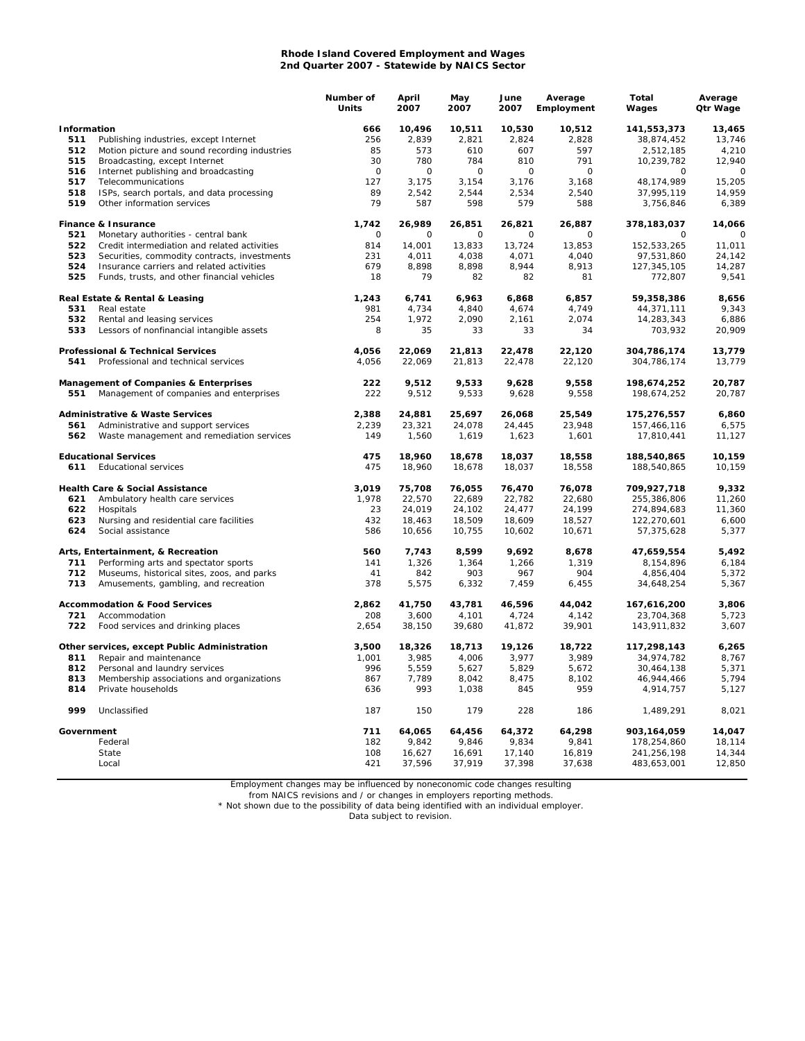**Rhode Island Covered Employment and Wages**
**2nd Quarter 2007 - Statewide by NAICS Sector**

| | | Number of Units | April 2007 | May 2007 | June 2007 | Average Employment | Total Wages | Average Qtr Wage |
|---|---|---|---|---|---|---|---|---|
| **Information** | | **666** | **10,496** | **10,511** | **10,530** | **10,512** | **141,553,373** | **13,465** |
| **511** | Publishing industries, except Internet | 256 | 2,839 | 2,821 | 2,824 | 2,828 | 38,874,452 | 13,746 |
| **512** | Motion picture and sound recording industries | 85 | 573 | 610 | 607 | 597 | 2,512,185 | 4,210 |
| **515** | Broadcasting, except Internet | 30 | 780 | 784 | 810 | 791 | 10,239,782 | 12,940 |
| **516** | Internet publishing and broadcasting | 0 | 0 | 0 | 0 | 0 | 0 | 0 |
| **517** | Telecommunications | 127 | 3,175 | 3,154 | 3,176 | 3,168 | 48,174,989 | 15,205 |
| **518** | ISPs, search portals, and data processing | 89 | 2,542 | 2,544 | 2,534 | 2,540 | 37,995,119 | 14,959 |
| **519** | Other information services | 79 | 587 | 598 | 579 | 588 | 3,756,846 | 6,389 |
| **Finance & Insurance** | | **1,742** | **26,989** | **26,851** | **26,821** | **26,887** | **378,183,037** | **14,066** |
| **521** | Monetary authorities - central bank | 0 | 0 | 0 | 0 | 0 | 0 | 0 |
| **522** | Credit intermediation and related activities | 814 | 14,001 | 13,833 | 13,724 | 13,853 | 152,533,265 | 11,011 |
| **523** | Securities, commodity contracts, investments | 231 | 4,011 | 4,038 | 4,071 | 4,040 | 97,531,860 | 24,142 |
| **524** | Insurance carriers and related activities | 679 | 8,898 | 8,898 | 8,944 | 8,913 | 127,345,105 | 14,287 |
| **525** | Funds, trusts, and other financial vehicles | 18 | 79 | 82 | 82 | 81 | 772,807 | 9,541 |
| **Real Estate & Rental & Leasing** | | **1,243** | **6,741** | **6,963** | **6,868** | **6,857** | **59,358,386** | **8,656** |
| **531** | Real estate | 981 | 4,734 | 4,840 | 4,674 | 4,749 | 44,371,111 | 9,343 |
| **532** | Rental and leasing services | 254 | 1,972 | 2,090 | 2,161 | 2,074 | 14,283,343 | 6,886 |
| **533** | Lessors of nonfinancial intangible assets | 8 | 35 | 33 | 33 | 34 | 703,932 | 20,909 |
| **Professional & Technical Services** | | **4,056** | **22,069** | **21,813** | **22,478** | **22,120** | **304,786,174** | **13,779** |
| **541** | Professional and technical services | 4,056 | 22,069 | 21,813 | 22,478 | 22,120 | 304,786,174 | 13,779 |
| **Management of Companies & Enterprises** | | **222** | **9,512** | **9,533** | **9,628** | **9,558** | **198,674,252** | **20,787** |
| **551** | Management of companies and enterprises | 222 | 9,512 | 9,533 | 9,628 | 9,558 | 198,674,252 | 20,787 |
| **Administrative & Waste Services** | | **2,388** | **24,881** | **25,697** | **26,068** | **25,549** | **175,276,557** | **6,860** |
| **561** | Administrative and support services | 2,239 | 23,321 | 24,078 | 24,445 | 23,948 | 157,466,116 | 6,575 |
| **562** | Waste management and remediation services | 149 | 1,560 | 1,619 | 1,623 | 1,601 | 17,810,441 | 11,127 |
| **Educational Services** | | **475** | **18,960** | **18,678** | **18,037** | **18,558** | **188,540,865** | **10,159** |
| **611** | Educational services | 475 | 18,960 | 18,678 | 18,037 | 18,558 | 188,540,865 | 10,159 |
| **Health Care & Social Assistance** | | **3,019** | **75,708** | **76,055** | **76,470** | **76,078** | **709,927,718** | **9,332** |
| **621** | Ambulatory health care services | 1,978 | 22,570 | 22,689 | 22,782 | 22,680 | 255,386,806 | 11,260 |
| **622** | Hospitals | 23 | 24,019 | 24,102 | 24,477 | 24,199 | 274,894,683 | 11,360 |
| **623** | Nursing and residential care facilities | 432 | 18,463 | 18,509 | 18,609 | 18,527 | 122,270,601 | 6,600 |
| **624** | Social assistance | 586 | 10,656 | 10,755 | 10,602 | 10,671 | 57,375,628 | 5,377 |
| **Arts, Entertainment, & Recreation** | | **560** | **7,743** | **8,599** | **9,692** | **8,678** | **47,659,554** | **5,492** |
| **711** | Performing arts and spectator sports | 141 | 1,326 | 1,364 | 1,266 | 1,319 | 8,154,896 | 6,184 |
| **712** | Museums, historical sites, zoos, and parks | 41 | 842 | 903 | 967 | 904 | 4,856,404 | 5,372 |
| **713** | Amusements, gambling, and recreation | 378 | 5,575 | 6,332 | 7,459 | 6,455 | 34,648,254 | 5,367 |
| **Accommodation & Food Services** | | **2,862** | **41,750** | **43,781** | **46,596** | **44,042** | **167,616,200** | **3,806** |
| **721** | Accommodation | 208 | 3,600 | 4,101 | 4,724 | 4,142 | 23,704,368 | 5,723 |
| **722** | Food services and drinking places | 2,654 | 38,150 | 39,680 | 41,872 | 39,901 | 143,911,832 | 3,607 |
| **Other services, except Public Administration** | | **3,500** | **18,326** | **18,713** | **19,126** | **18,722** | **117,298,143** | **6,265** |
| **811** | Repair and maintenance | 1,001 | 3,985 | 4,006 | 3,977 | 3,989 | 34,974,782 | 8,767 |
| **812** | Personal and laundry services | 996 | 5,559 | 5,627 | 5,829 | 5,672 | 30,464,138 | 5,371 |
| **813** | Membership associations and organizations | 867 | 7,789 | 8,042 | 8,475 | 8,102 | 46,944,466 | 5,794 |
| **814** | Private households | 636 | 993 | 1,038 | 845 | 959 | 4,914,757 | 5,127 |
| **999** | Unclassified | 187 | 150 | 179 | 228 | 186 | 1,489,291 | 8,021 |
| **Government** | | **711** | **64,065** | **64,456** | **64,372** | **64,298** | **903,164,059** | **14,047** |
| | Federal | 182 | 9,842 | 9,846 | 9,834 | 9,841 | 178,254,860 | 18,114 |
| | State | 108 | 16,627 | 16,691 | 17,140 | 16,819 | 241,256,198 | 14,344 |
| | Local | 421 | 37,596 | 37,919 | 37,398 | 37,638 | 483,653,001 | 12,850 |

Employment changes may be influenced by noneconomic code changes resulting from NAICS revisions and / or changes in employers reporting methods.

* Not shown due to the possibility of data being identified with an individual employer.

Data subject to revision.